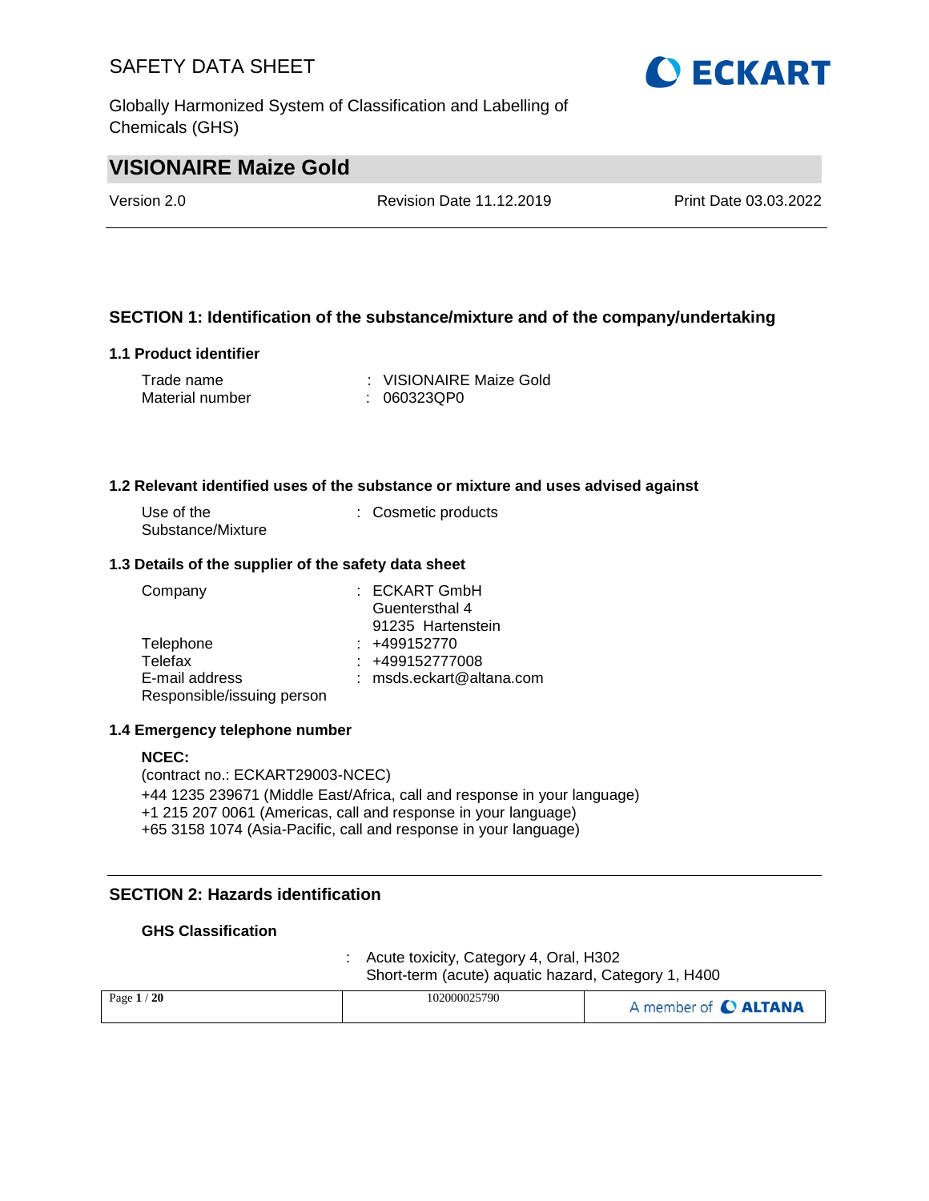# SAFETY DATA SHEET

Globally Harmonized System of Classification and Labelling of Chemicals (GHS)

## VISIONAIRE Maize Gold

Version 2.0 | Revision Date 11.12.2019 | Print Date 03.03.2022

## SECTION 1: Identification of the substance/mixture and of the company/undertaking

### 1.1 Product identifier

Trade name : VISIONAIRE Maize Gold
Material number : 060323QP0

### 1.2 Relevant identified uses of the substance or mixture and uses advised against

Use of the Substance/Mixture : Cosmetic products

### 1.3 Details of the supplier of the safety data sheet

Company : ECKART GmbH
Guentersthal 4
91235 Hartenstein

Telephone : +499152770
Telefax : +499152777008
E-mail address : msds.eckart@altana.com
Responsible/issuing person

### 1.4 Emergency telephone number

**NCEC:**
(contract no.: ECKART29003-NCEC)
+44 1235 239671 (Middle East/Africa, call and response in your language)
+1 215 207 0061 (Americas, call and response in your language)
+65 3158 1074 (Asia-Pacific, call and response in your language)

## SECTION 2: Hazards identification

**GHS Classification**

: Acute toxicity, Category 4, Oral, H302
Short-term (acute) aquatic hazard, Category 1, H400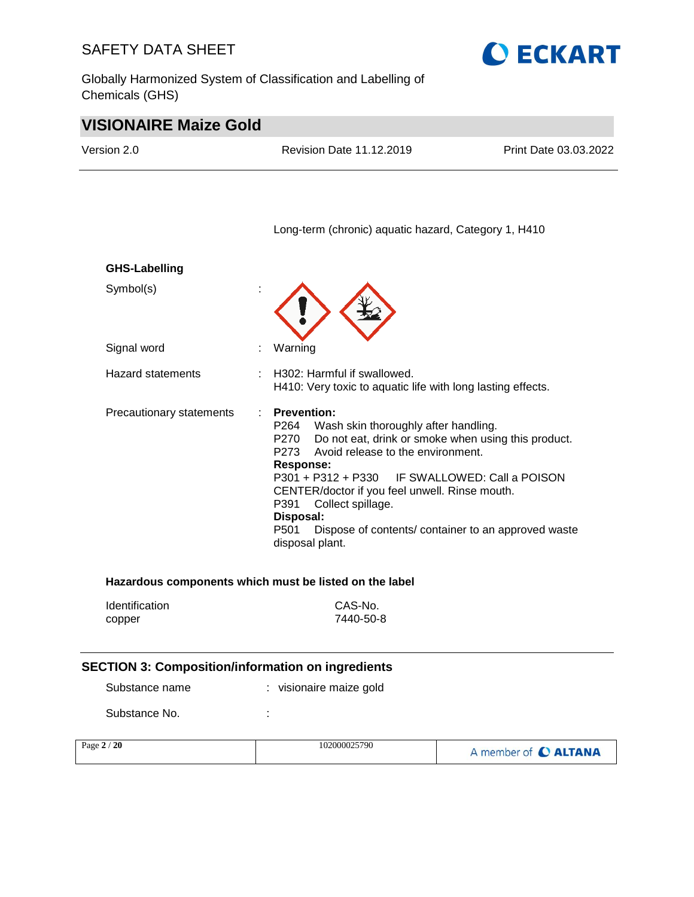Long-term (chronic) aquatic hazard, Category 1, H410

**GHS-Labelling**

Symbol(s) :

Signal word : Warning

Hazard statements : H302: Harmful if swallowed.
H410: Very toxic to aquatic life with long lasting effects.

Precautionary statements : **Prevention:**
P264 Wash skin thoroughly after handling.
P270 Do not eat, drink or smoke when using this product.
P273 Avoid release to the environment.
**Response:**
P301 + P312 + P330 IF SWALLOWED: Call a POISON CENTER/doctor if you feel unwell. Rinse mouth.
P391 Collect spillage.
**Disposal:**
P501 Dispose of contents/ container to an approved waste disposal plant.

**Hazardous components which must be listed on the label**

| Identification | CAS-No. |
|---|---|
| copper | 7440-50-8 |

## SECTION 3: Composition/information on ingredients

Substance name : visionaire maize gold

Substance No. :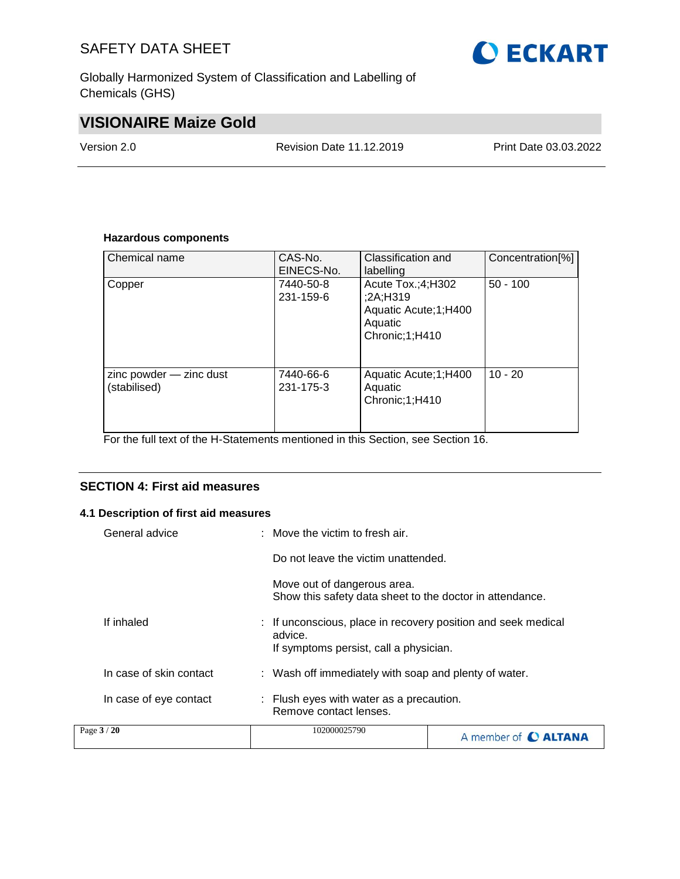**Hazardous components**

| Chemical name | CAS-No.<br>EINECS-No. | Classification and labelling | Concentration[%] |
|---|---|---|---|
| Copper | 7440-50-8<br>231-159-6 | Acute Tox.;4;H302<br>;2A;H319<br>Aquatic Acute;1;H400<br>Aquatic Chronic;1;H410 | 50 - 100 |
| zinc powder — zinc dust (stabilised) | 7440-66-6<br>231-175-3 | Aquatic Acute;1;H400<br>Aquatic Chronic;1;H410 | 10 - 20 |

For the full text of the H-Statements mentioned in this Section, see Section 16.

## SECTION 4: First aid measures

### 4.1 Description of first aid measures

General advice : Move the victim to fresh air.

Do not leave the victim unattended.

Move out of dangerous area.
Show this safety data sheet to the doctor in attendance.

If inhaled : If unconscious, place in recovery position and seek medical advice.
If symptoms persist, call a physician.

In case of skin contact : Wash off immediately with soap and plenty of water.

In case of eye contact : Flush eyes with water as a precaution.
Remove contact lenses.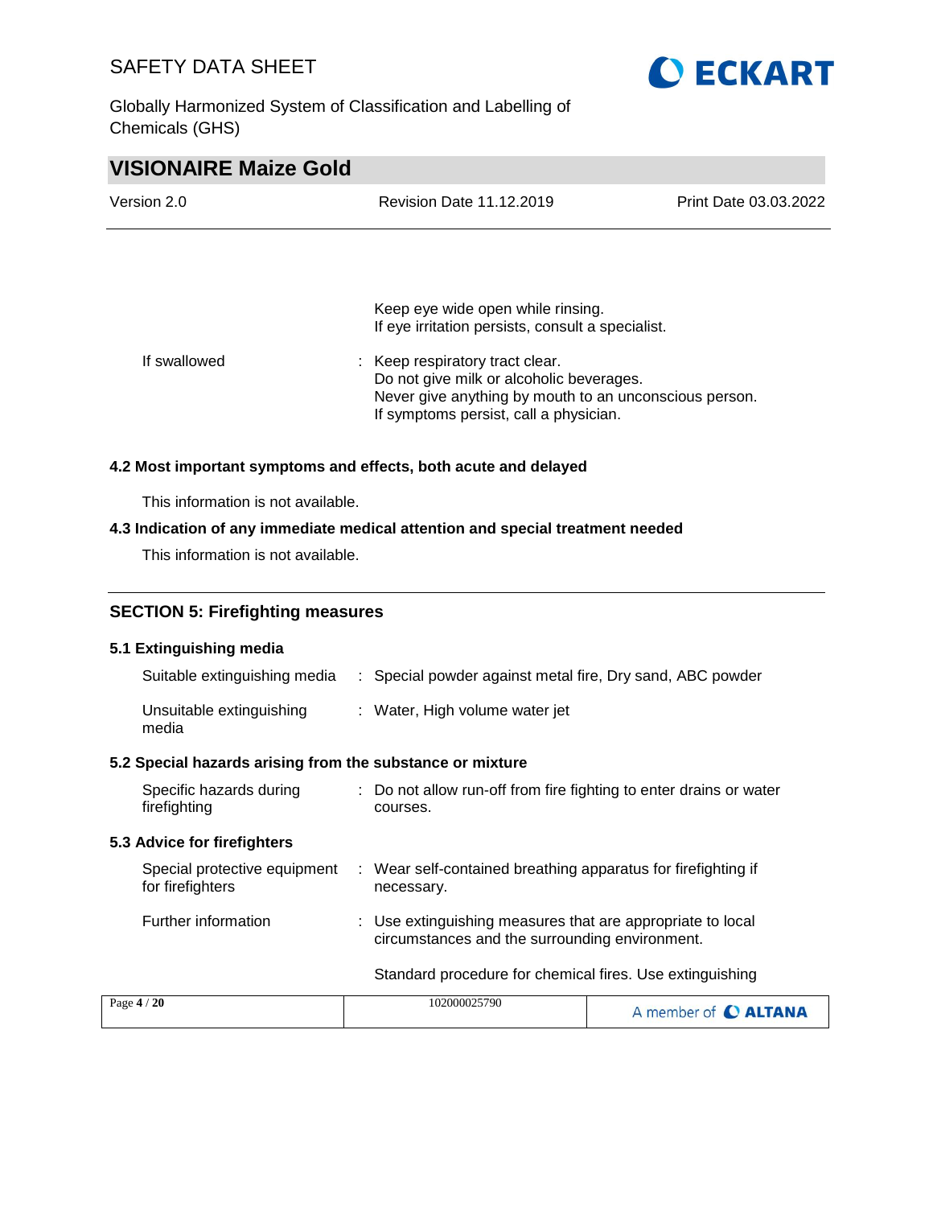Keep eye wide open while rinsing.
If eye irritation persists, consult a specialist.

If swallowed : Keep respiratory tract clear.
Do not give milk or alcoholic beverages.
Never give anything by mouth to an unconscious person.
If symptoms persist, call a physician.

### 4.2 Most important symptoms and effects, both acute and delayed

This information is not available.

### 4.3 Indication of any immediate medical attention and special treatment needed

This information is not available.

## SECTION 5: Firefighting measures

### 5.1 Extinguishing media

Suitable extinguishing media : Special powder against metal fire, Dry sand, ABC powder

Unsuitable extinguishing media : Water, High volume water jet

### 5.2 Special hazards arising from the substance or mixture

Specific hazards during firefighting : Do not allow run-off from fire fighting to enter drains or water courses.

### 5.3 Advice for firefighters

Special protective equipment for firefighters : Wear self-contained breathing apparatus for firefighting if necessary.

Further information : Use extinguishing measures that are appropriate to local circumstances and the surrounding environment.

Standard procedure for chemical fires. Use extinguishing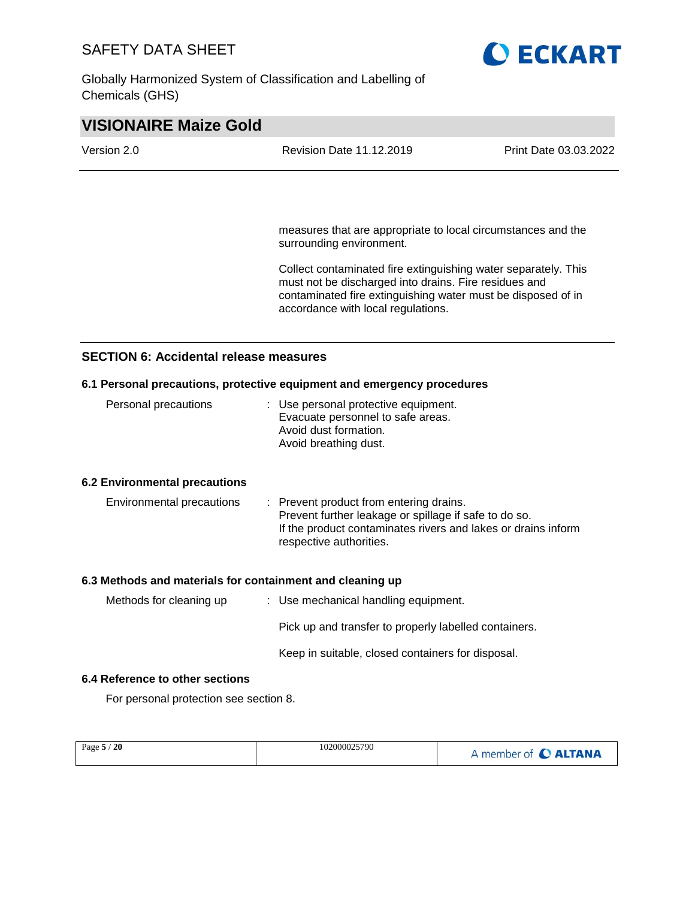measures that are appropriate to local circumstances and the surrounding environment.

Collect contaminated fire extinguishing water separately. This must not be discharged into drains. Fire residues and contaminated fire extinguishing water must be disposed of in accordance with local regulations.

## SECTION 6: Accidental release measures

### 6.1 Personal precautions, protective equipment and emergency procedures

Personal precautions : Use personal protective equipment.
Evacuate personnel to safe areas.
Avoid dust formation.
Avoid breathing dust.

### 6.2 Environmental precautions

Environmental precautions : Prevent product from entering drains.
Prevent further leakage or spillage if safe to do so.
If the product contaminates rivers and lakes or drains inform respective authorities.

### 6.3 Methods and materials for containment and cleaning up

Methods for cleaning up : Use mechanical handling equipment.

Pick up and transfer to properly labelled containers.

Keep in suitable, closed containers for disposal.

### 6.4 Reference to other sections

For personal protection see section 8.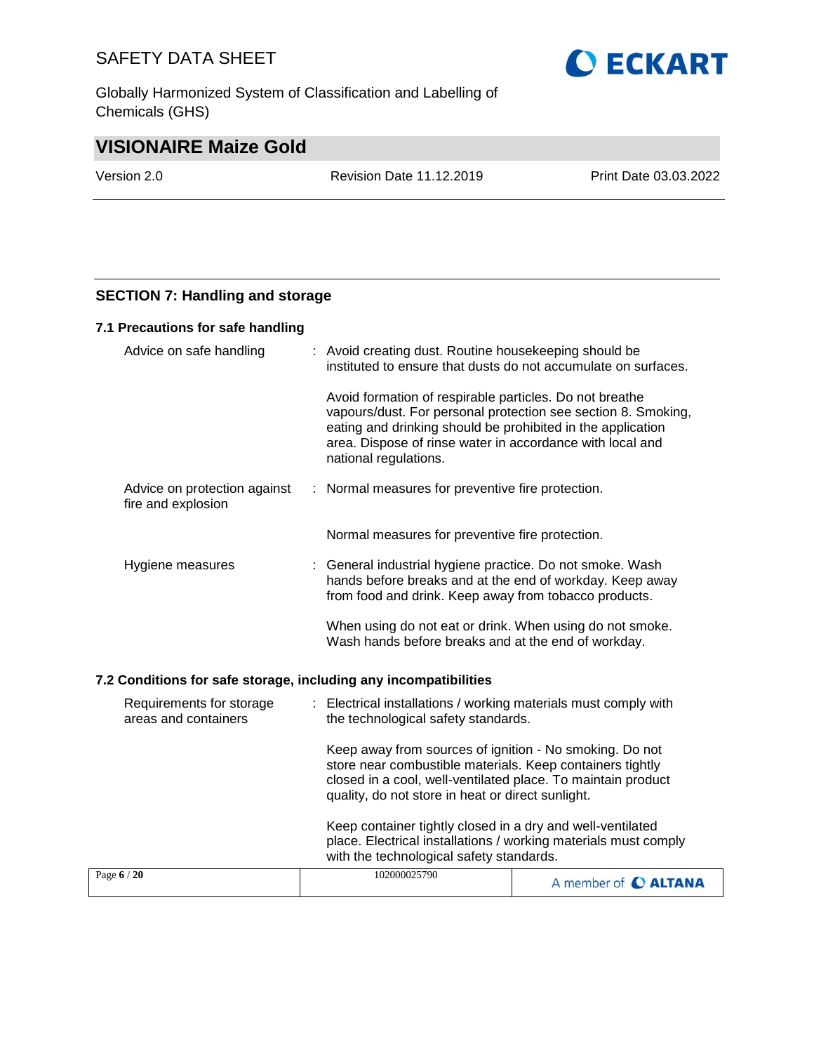## SECTION 7: Handling and storage

### 7.1 Precautions for safe handling

| | |
|---|---|
| Advice on safe handling | : Avoid creating dust. Routine housekeeping should be instituted to ensure that dusts do not accumulate on surfaces.<br><br>Avoid formation of respirable particles. Do not breathe vapours/dust. For personal protection see section 8. Smoking, eating and drinking should be prohibited in the application area. Dispose of rinse water in accordance with local and national regulations. |
| Advice on protection against fire and explosion | : Normal measures for preventive fire protection.<br><br>Normal measures for preventive fire protection. |
| Hygiene measures | : General industrial hygiene practice. Do not smoke. Wash hands before breaks and at the end of workday. Keep away from food and drink. Keep away from tobacco products.<br><br>When using do not eat or drink. When using do not smoke. Wash hands before breaks and at the end of workday. |

### 7.2 Conditions for safe storage, including any incompatibilities

| | |
|---|---|
| Requirements for storage areas and containers | : Electrical installations / working materials must comply with the technological safety standards.<br><br>Keep away from sources of ignition - No smoking. Do not store near combustible materials. Keep containers tightly closed in a cool, well-ventilated place. To maintain product quality, do not store in heat or direct sunlight.<br><br>Keep container tightly closed in a dry and well-ventilated place. Electrical installations / working materials must comply with the technological safety standards. |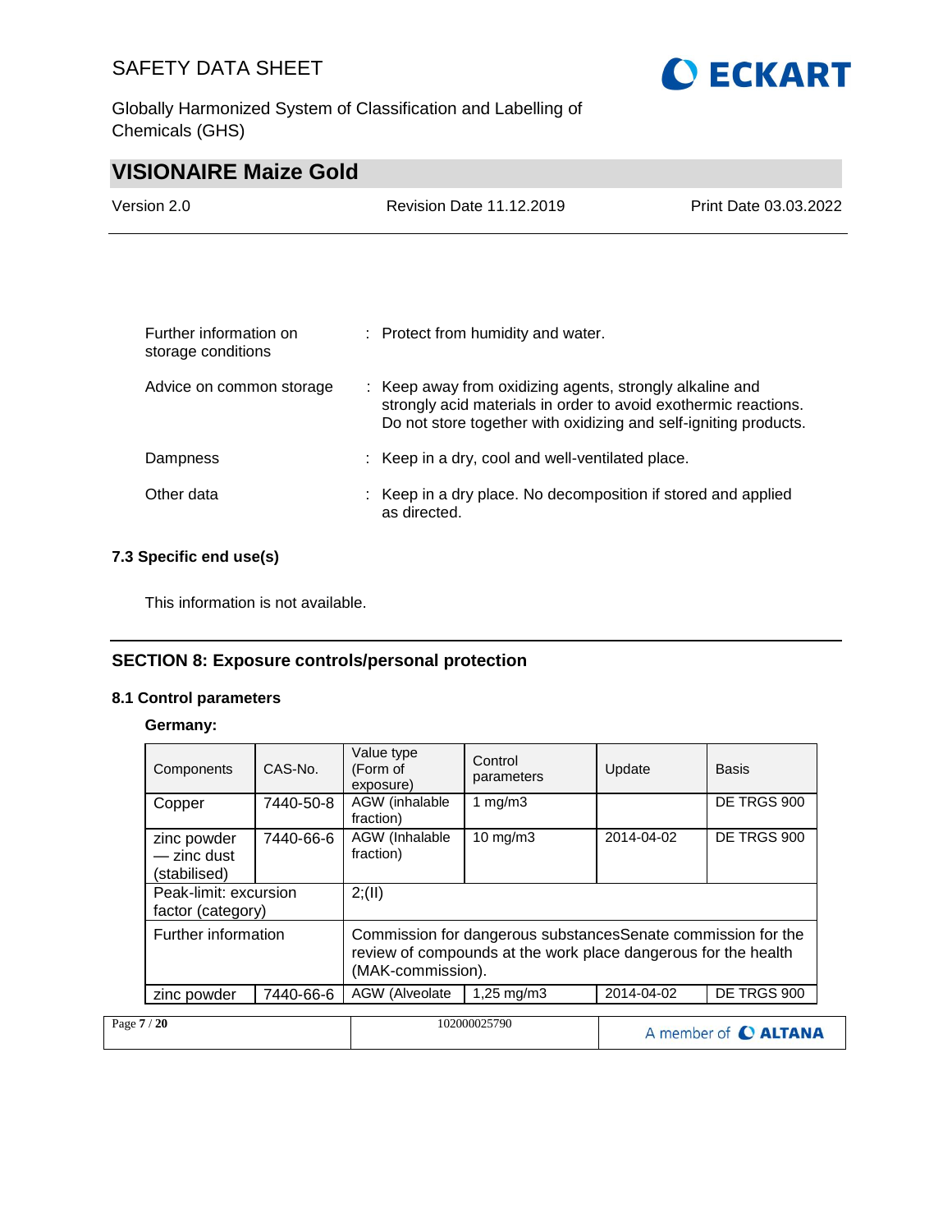| | | |
|---|---|---|
| Further information on storage conditions | : | Protect from humidity and water. |
| Advice on common storage | : | Keep away from oxidizing agents, strongly alkaline and strongly acid materials in order to avoid exothermic reactions. Do not store together with oxidizing and self-igniting products. |
| Dampness | : | Keep in a dry, cool and well-ventilated place. |
| Other data | : | Keep in a dry place. No decomposition if stored and applied as directed. |

### 7.3 Specific end use(s)

This information is not available.

## SECTION 8: Exposure controls/personal protection

### 8.1 Control parameters

**Germany:**

| Components | CAS-No. | Value type (Form of exposure) | Control parameters | Update | Basis |
|---|---|---|---|---|---|
| Copper | 7440-50-8 | AGW (inhalable fraction) | 1 mg/m3 | | DE TRGS 900 |
| zinc powder — zinc dust (stabilised) | 7440-66-6 | AGW (Inhalable fraction) | 10 mg/m3 | 2014-04-02 | DE TRGS 900 |
| Peak-limit: excursion factor (category) | | 2;(II) | | | |
| Further information | | Commission for dangerous substancesSenate commission for the review of compounds at the work place dangerous for the health (MAK-commission). | | | |
| zinc powder | 7440-66-6 | AGW (Alveolate | 1,25 mg/m3 | 2014-04-02 | DE TRGS 900 |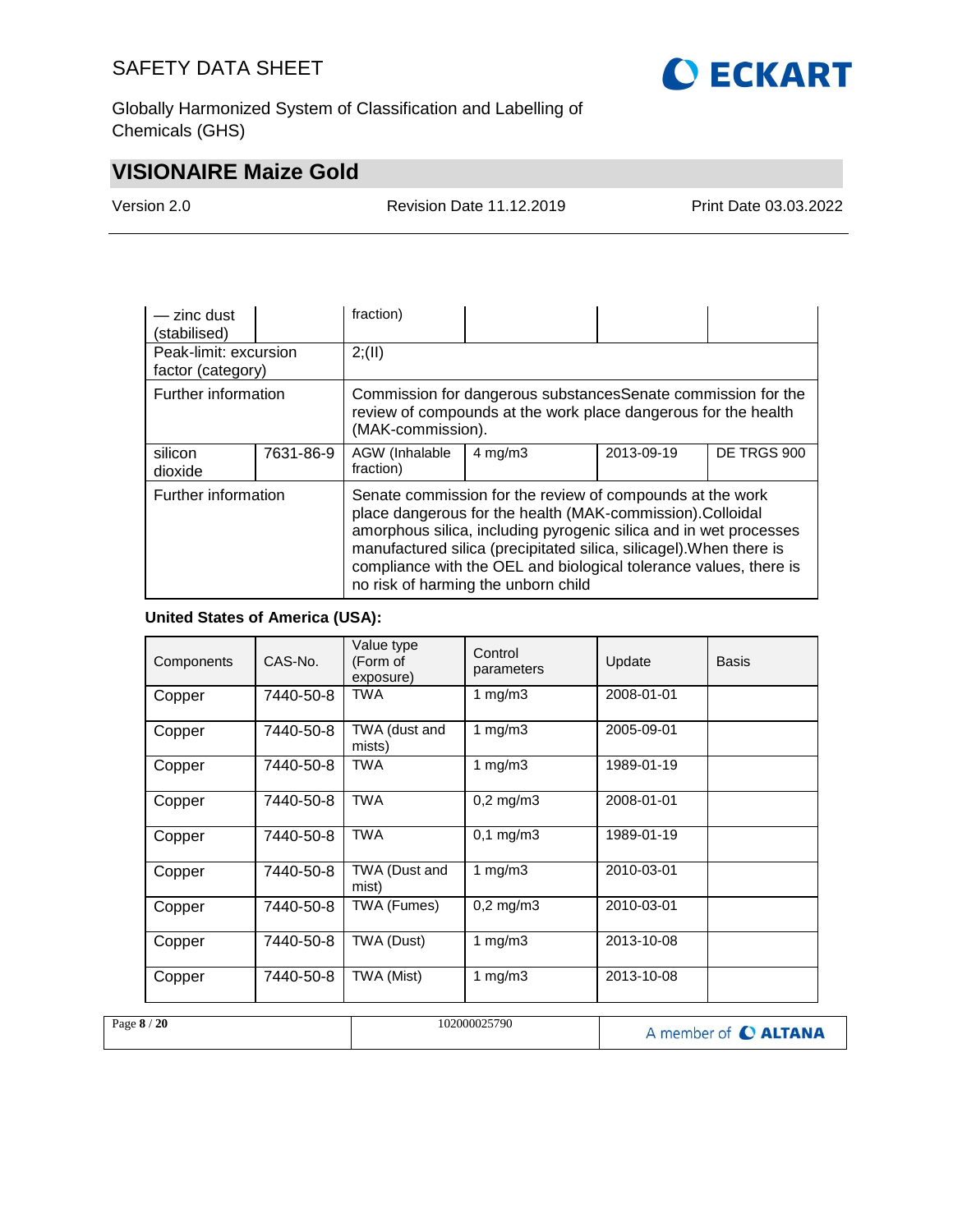| — zinc dust (stabilised) | | fraction) | | | |
|---|---|---|---|---|---|
| Peak-limit: excursion factor (category) | | 2;(II) | | | |
| Further information | | Commission for dangerous substancesSenate commission for the review of compounds at the work place dangerous for the health (MAK-commission). | | | |
| silicon dioxide | 7631-86-9 | AGW (Inhalable fraction) | 4 mg/m3 | 2013-09-19 | DE TRGS 900 |
| Further information | | Senate commission for the review of compounds at the work place dangerous for the health (MAK-commission).Colloidal amorphous silica, including pyrogenic silica and in wet processes manufactured silica (precipitated silica, silicagel).When there is compliance with the OEL and biological tolerance values, there is no risk of harming the unborn child | | | |

**United States of America (USA):**

| Components | CAS-No. | Value type (Form of exposure) | Control parameters | Update | Basis |
|---|---|---|---|---|---|
| Copper | 7440-50-8 | TWA | 1 mg/m3 | 2008-01-01 | |
| Copper | 7440-50-8 | TWA (dust and mists) | 1 mg/m3 | 2005-09-01 | |
| Copper | 7440-50-8 | TWA | 1 mg/m3 | 1989-01-19 | |
| Copper | 7440-50-8 | TWA | 0,2 mg/m3 | 2008-01-01 | |
| Copper | 7440-50-8 | TWA | 0,1 mg/m3 | 1989-01-19 | |
| Copper | 7440-50-8 | TWA (Dust and mist) | 1 mg/m3 | 2010-03-01 | |
| Copper | 7440-50-8 | TWA (Fumes) | 0,2 mg/m3 | 2010-03-01 | |
| Copper | 7440-50-8 | TWA (Dust) | 1 mg/m3 | 2013-10-08 | |
| Copper | 7440-50-8 | TWA (Mist) | 1 mg/m3 | 2013-10-08 | |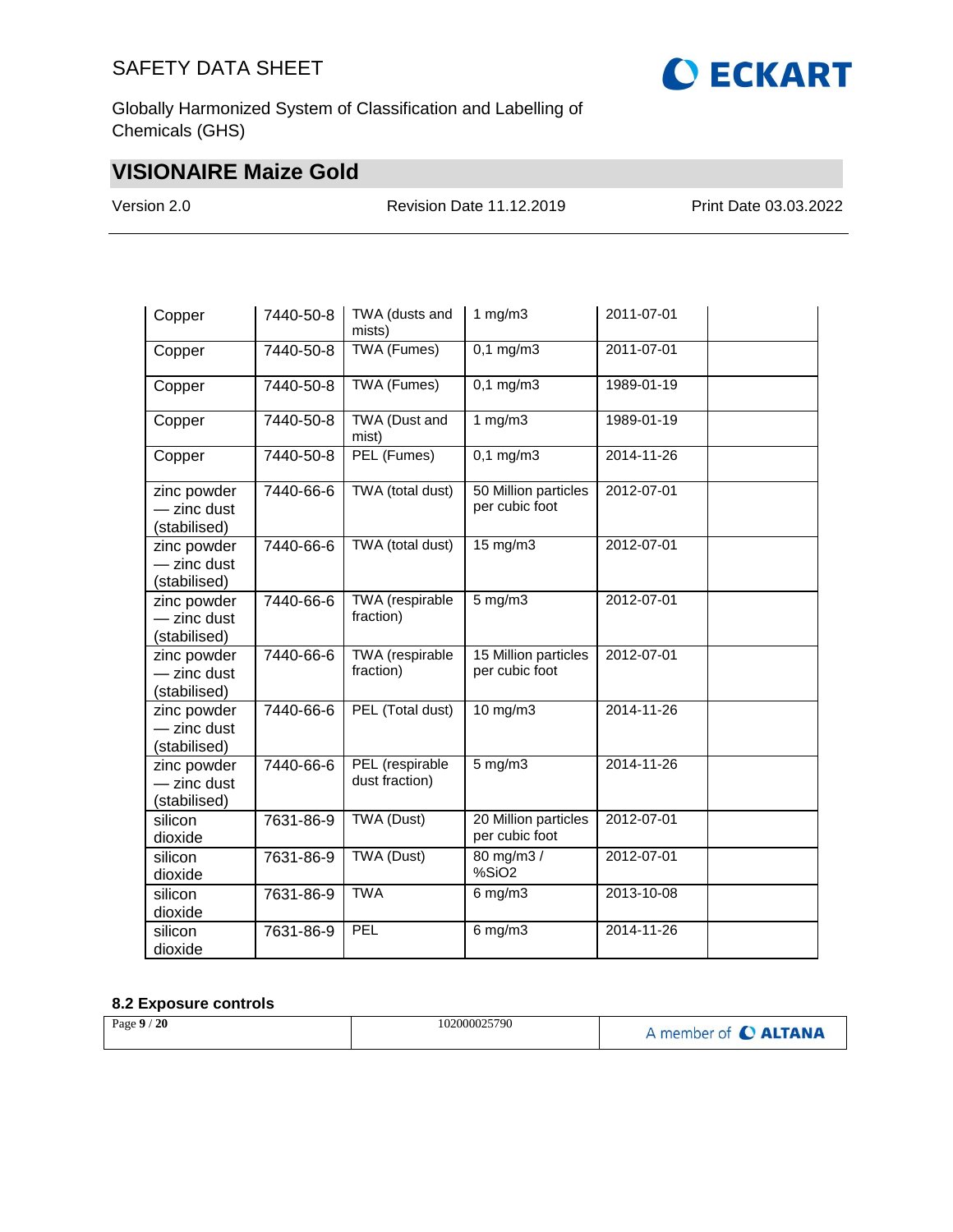| Copper | 7440-50-8 | TWA (dusts and mists) | 1 mg/m3 | 2011-07-01 | |
|---|---|---|---|---|---|
| Copper | 7440-50-8 | TWA (Fumes) | 0,1 mg/m3 | 2011-07-01 | |
| Copper | 7440-50-8 | TWA (Fumes) | 0,1 mg/m3 | 1989-01-19 | |
| Copper | 7440-50-8 | TWA (Dust and mist) | 1 mg/m3 | 1989-01-19 | |
| Copper | 7440-50-8 | PEL (Fumes) | 0,1 mg/m3 | 2014-11-26 | |
| zinc powder — zinc dust (stabilised) | 7440-66-6 | TWA (total dust) | 50 Million particles per cubic foot | 2012-07-01 | |
| zinc powder — zinc dust (stabilised) | 7440-66-6 | TWA (total dust) | 15 mg/m3 | 2012-07-01 | |
| zinc powder — zinc dust (stabilised) | 7440-66-6 | TWA (respirable fraction) | 5 mg/m3 | 2012-07-01 | |
| zinc powder — zinc dust (stabilised) | 7440-66-6 | TWA (respirable fraction) | 15 Million particles per cubic foot | 2012-07-01 | |
| zinc powder — zinc dust (stabilised) | 7440-66-6 | PEL (Total dust) | 10 mg/m3 | 2014-11-26 | |
| zinc powder — zinc dust (stabilised) | 7440-66-6 | PEL (respirable dust fraction) | 5 mg/m3 | 2014-11-26 | |
| silicon dioxide | 7631-86-9 | TWA (Dust) | 20 Million particles per cubic foot | 2012-07-01 | |
| silicon dioxide | 7631-86-9 | TWA (Dust) | 80 mg/m3 / %SiO2 | 2012-07-01 | |
| silicon dioxide | 7631-86-9 | TWA | 6 mg/m3 | 2013-10-08 | |
| silicon dioxide | 7631-86-9 | PEL | 6 mg/m3 | 2014-11-26 | |

### 8.2 Exposure controls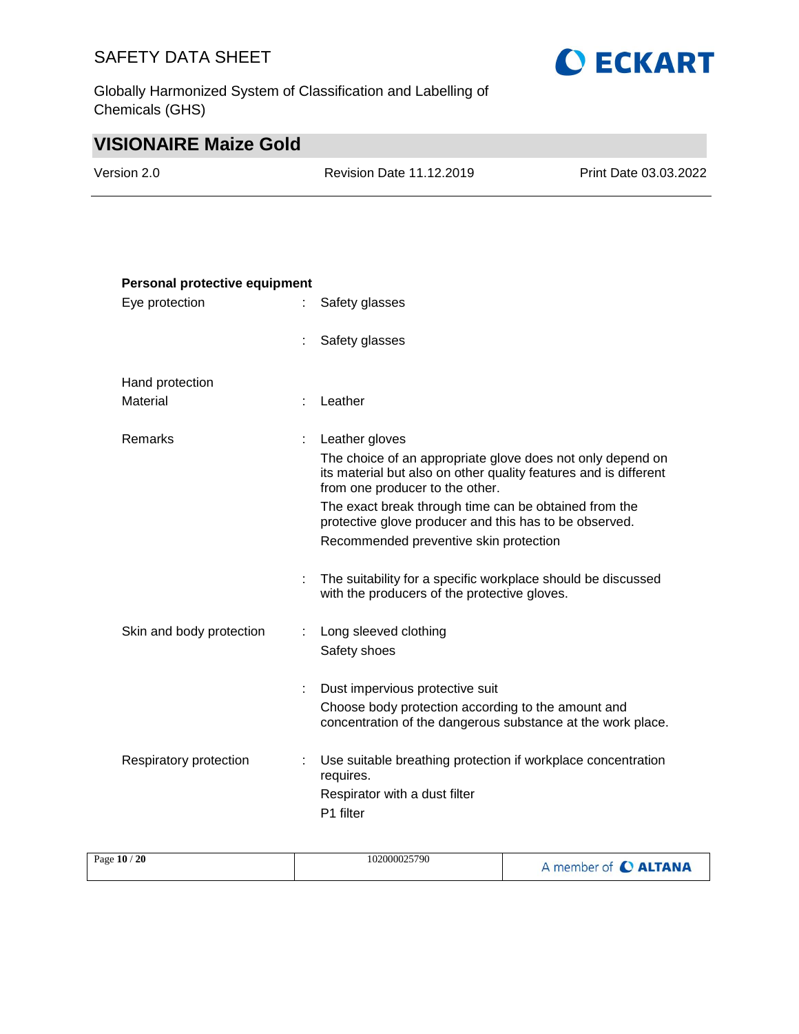**Personal protective equipment**

Eye protection : Safety glasses

: Safety glasses

Hand protection

Material : Leather

Remarks : Leather gloves

The choice of an appropriate glove does not only depend on its material but also on other quality features and is different from one producer to the other.

The exact break through time can be obtained from the protective glove producer and this has to be observed.

Recommended preventive skin protection

: The suitability for a specific workplace should be discussed with the producers of the protective gloves.

Skin and body protection : Long sleeved clothing

Safety shoes

: Dust impervious protective suit

Choose body protection according to the amount and concentration of the dangerous substance at the work place.

Respiratory protection : Use suitable breathing protection if workplace concentration requires.

Respirator with a dust filter

P1 filter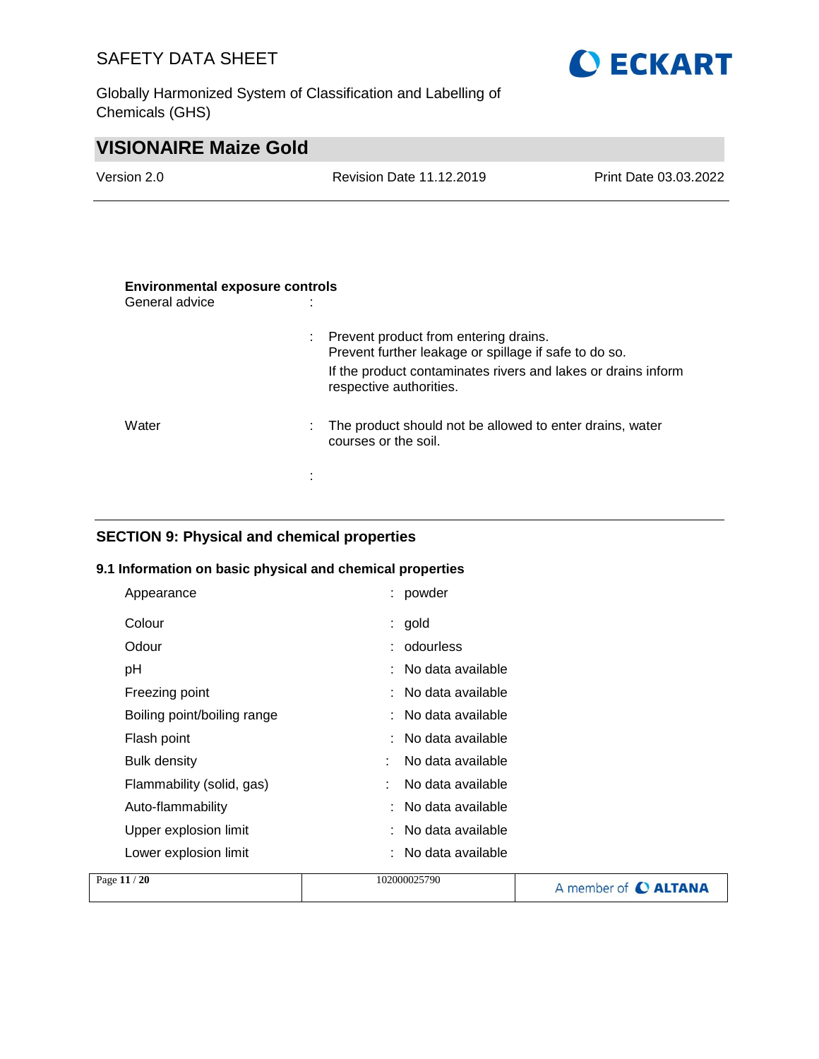**Environmental exposure controls**

General advice :

: Prevent product from entering drains.
Prevent further leakage or spillage if safe to do so.
If the product contaminates rivers and lakes or drains inform respective authorities.

Water : The product should not be allowed to enter drains, water courses or the soil.

:

## SECTION 9: Physical and chemical properties

### 9.1 Information on basic physical and chemical properties

| | | |
|---|---|---|
| Appearance | : | powder |
| Colour | : | gold |
| Odour | : | odourless |
| pH | : | No data available |
| Freezing point | : | No data available |
| Boiling point/boiling range | : | No data available |
| Flash point | : | No data available |
| Bulk density | : | No data available |
| Flammability (solid, gas) | : | No data available |
| Auto-flammability | : | No data available |
| Upper explosion limit | : | No data available |
| Lower explosion limit | : | No data available |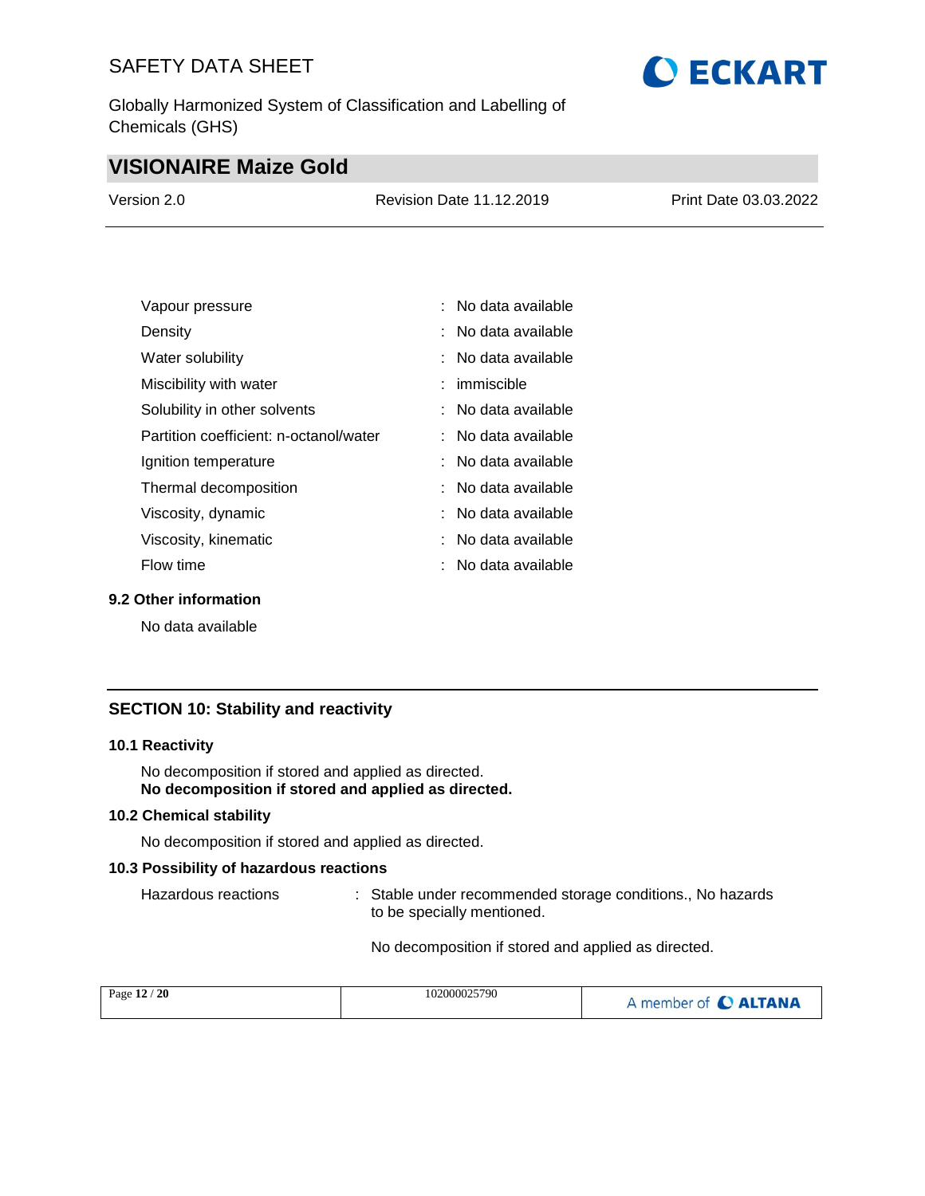| | | |
|---|---|---|
| Vapour pressure | : | No data available |
| Density | : | No data available |
| Water solubility | : | No data available |
| Miscibility with water | : | immiscible |
| Solubility in other solvents | : | No data available |
| Partition coefficient: n-octanol/water | : | No data available |
| Ignition temperature | : | No data available |
| Thermal decomposition | : | No data available |
| Viscosity, dynamic | : | No data available |
| Viscosity, kinematic | : | No data available |
| Flow time | : | No data available |

### 9.2 Other information

No data available

## SECTION 10: Stability and reactivity

### 10.1 Reactivity

No decomposition if stored and applied as directed.
**No decomposition if stored and applied as directed.**

### 10.2 Chemical stability

No decomposition if stored and applied as directed.

### 10.3 Possibility of hazardous reactions

Hazardous reactions : Stable under recommended storage conditions., No hazards to be specially mentioned.

No decomposition if stored and applied as directed.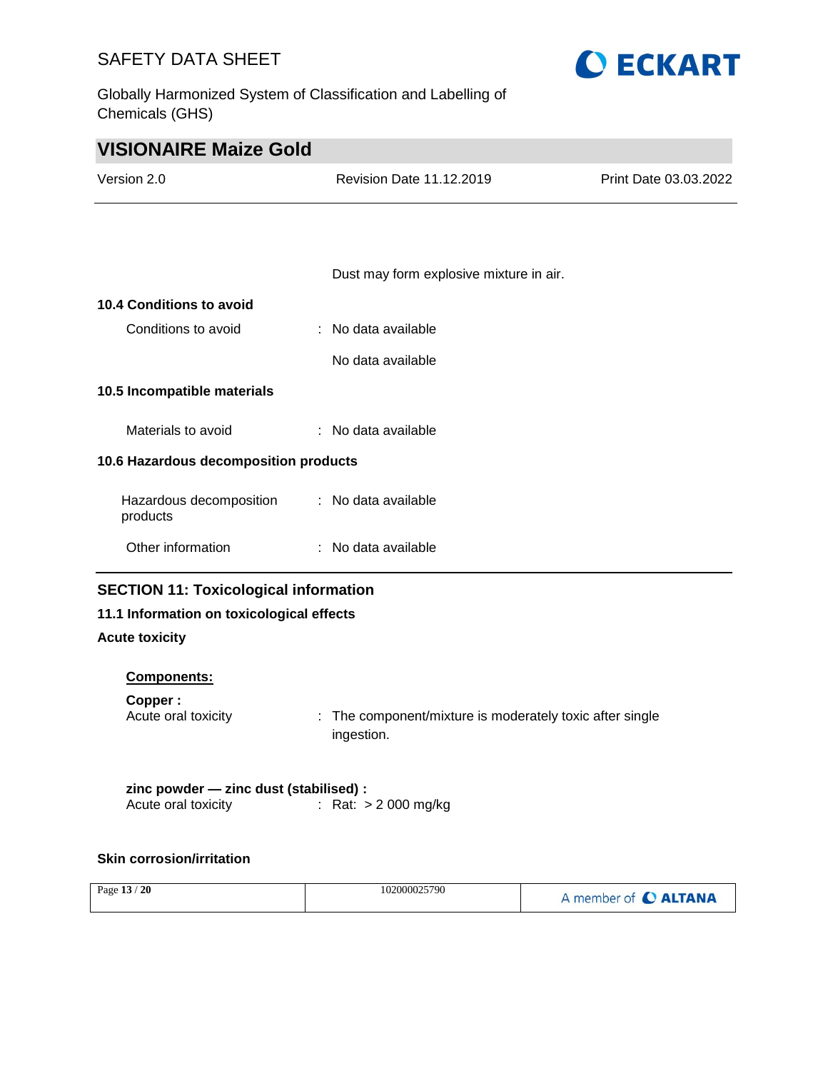Dust may form explosive mixture in air.

### 10.4 Conditions to avoid

| | |
|---|---|
| Conditions to avoid | : No data available |
| | No data available |

### 10.5 Incompatible materials

| | |
|---|---|
| Materials to avoid | : No data available |

### 10.6 Hazardous decomposition products

| | |
|---|---|
| Hazardous decomposition products | : No data available |
| Other information | : No data available |

## SECTION 11: Toxicological information

### 11.1 Information on toxicological effects

**Acute toxicity**

**Components:**

**Copper :**

| | |
|---|---|
| Acute oral toxicity | : The component/mixture is moderately toxic after single ingestion. |

**zinc powder — zinc dust (stabilised) :**

| | |
|---|---|
| Acute oral toxicity | : Rat: > 2 000 mg/kg |

**Skin corrosion/irritation**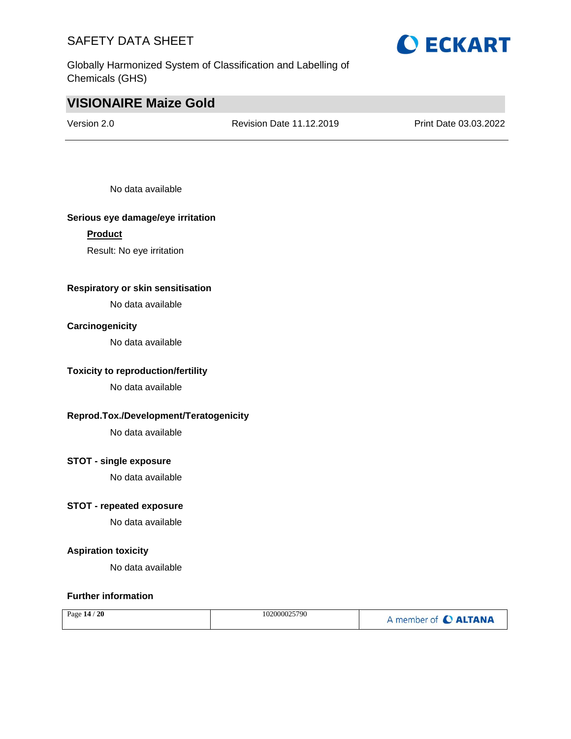No data available

**Serious eye damage/eye irritation**

**Product**

Result: No eye irritation

**Respiratory or skin sensitisation**

No data available

**Carcinogenicity**

No data available

**Toxicity to reproduction/fertility**

No data available

**Reprod.Tox./Development/Teratogenicity**

No data available

**STOT - single exposure**

No data available

**STOT - repeated exposure**

No data available

**Aspiration toxicity**

No data available

**Further information**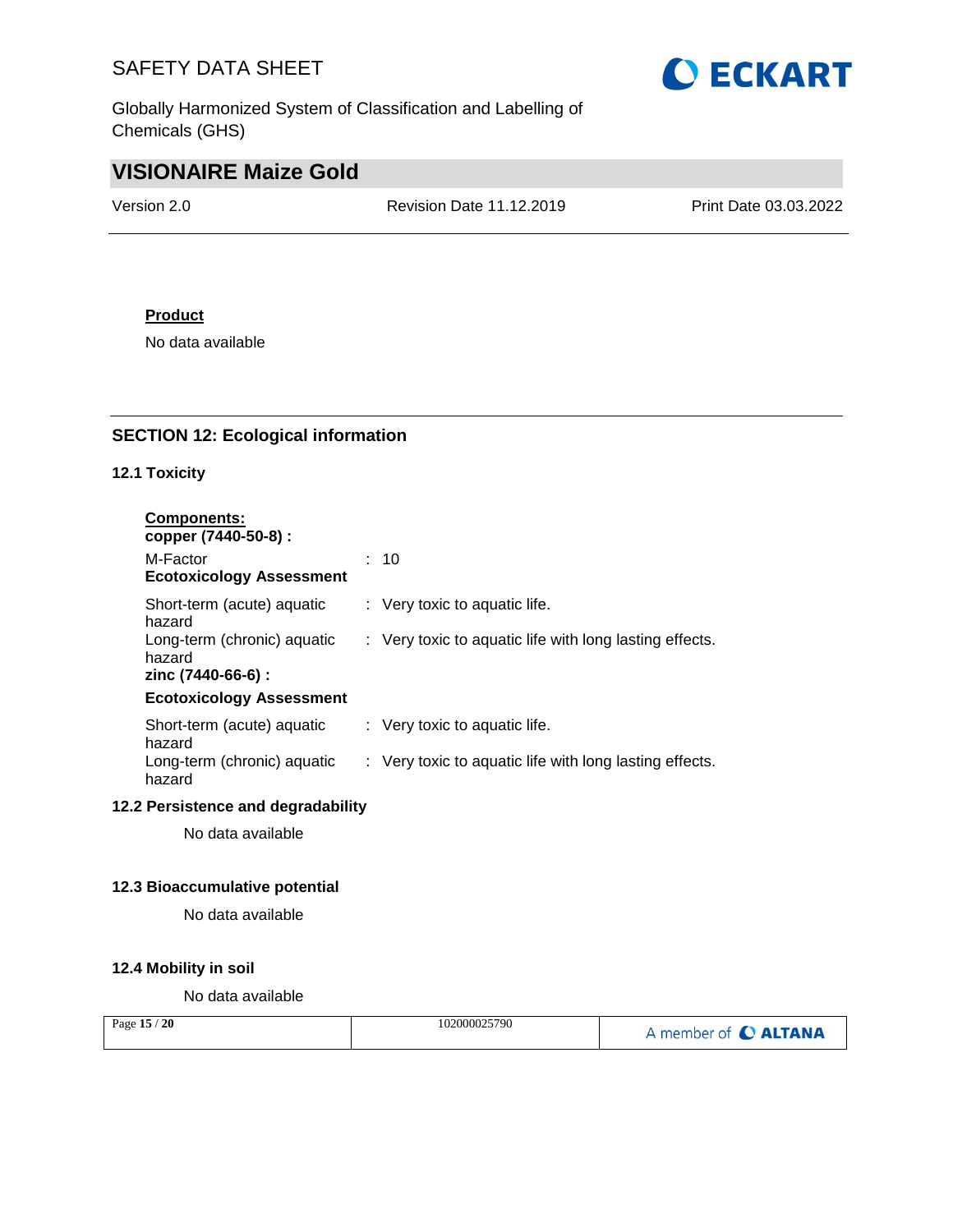**Product**

No data available

## SECTION 12: Ecological information

### 12.1 Toxicity

**Components:**

**copper (7440-50-8) :**

M-Factor : 10

**Ecotoxicology Assessment**

Short-term (acute) aquatic hazard : Very toxic to aquatic life.

Long-term (chronic) aquatic hazard : Very toxic to aquatic life with long lasting effects.

**zinc (7440-66-6) :**

**Ecotoxicology Assessment**

Short-term (acute) aquatic hazard : Very toxic to aquatic life.

Long-term (chronic) aquatic hazard : Very toxic to aquatic life with long lasting effects.

### 12.2 Persistence and degradability

No data available

### 12.3 Bioaccumulative potential

No data available

### 12.4 Mobility in soil

No data available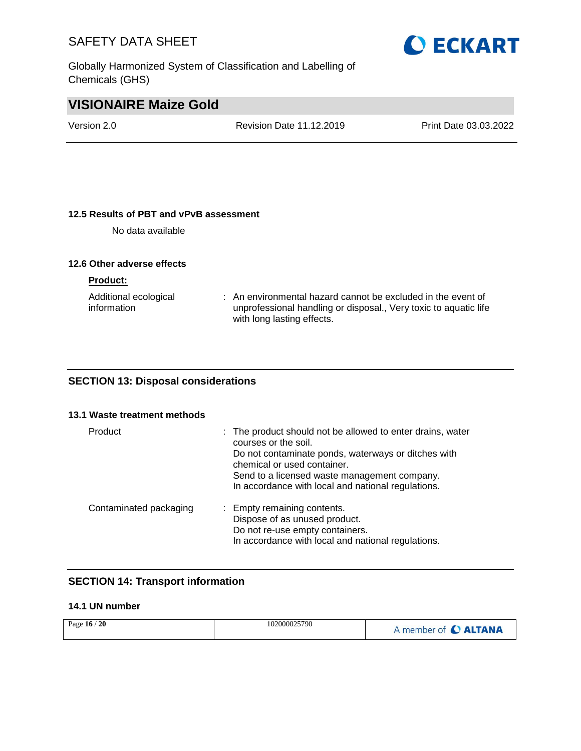### 12.5 Results of PBT and vPvB assessment

No data available

### 12.6 Other adverse effects

**Product:**

| | |
|---|---|
| Additional ecological information | : An environmental hazard cannot be excluded in the event of unprofessional handling or disposal., Very toxic to aquatic life with long lasting effects. |

## SECTION 13: Disposal considerations

### 13.1 Waste treatment methods

| | |
|---|---|
| Product | : The product should not be allowed to enter drains, water courses or the soil.<br>Do not contaminate ponds, waterways or ditches with chemical or used container.<br>Send to a licensed waste management company.<br>In accordance with local and national regulations. |
| Contaminated packaging | : Empty remaining contents.<br>Dispose of as unused product.<br>Do not re-use empty containers.<br>In accordance with local and national regulations. |

## SECTION 14: Transport information

### 14.1 UN number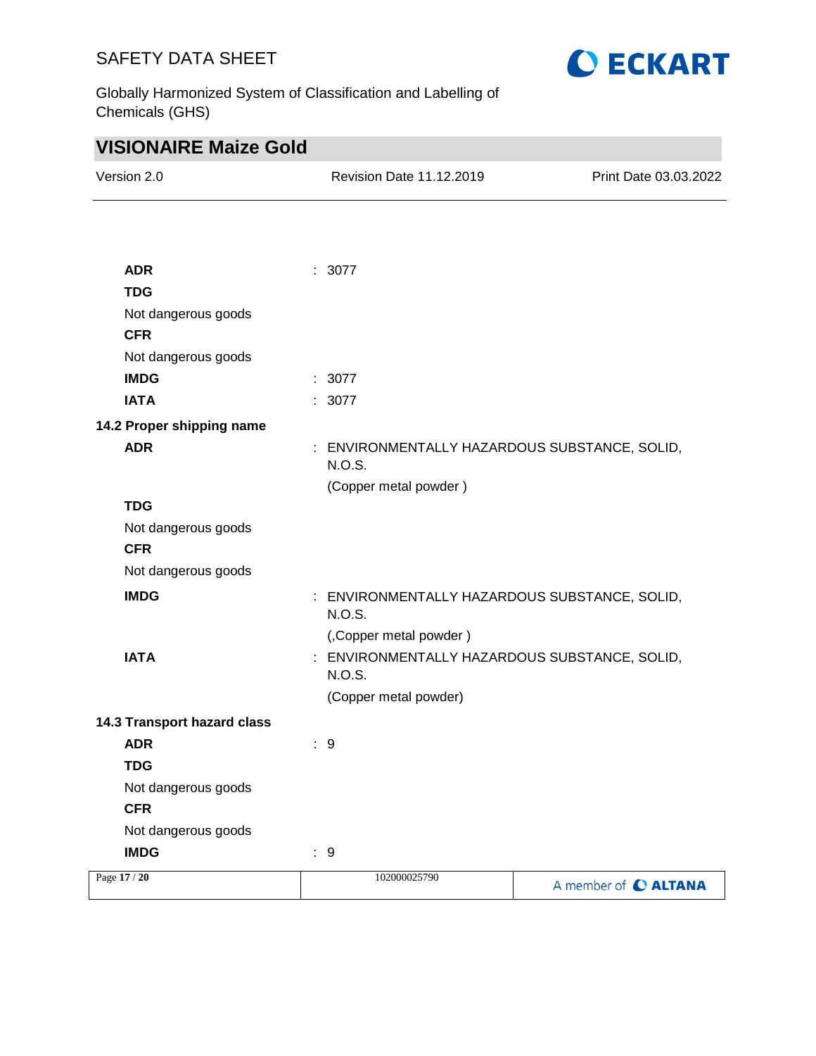**ADR** : 3077

**TDG**

Not dangerous goods

**CFR**

Not dangerous goods

**IMDG** : 3077

**IATA** : 3077

**14.2 Proper shipping name**

**ADR** : ENVIRONMENTALLY HAZARDOUS SUBSTANCE, SOLID, N.O.S.
(Copper metal powder )

**TDG**

Not dangerous goods

**CFR**

Not dangerous goods

**IMDG** : ENVIRONMENTALLY HAZARDOUS SUBSTANCE, SOLID, N.O.S.
(,Copper metal powder )

**IATA** : ENVIRONMENTALLY HAZARDOUS SUBSTANCE, SOLID, N.O.S.
(Copper metal powder)

**14.3 Transport hazard class**

**ADR** : 9

**TDG**

Not dangerous goods

**CFR**

Not dangerous goods

**IMDG** : 9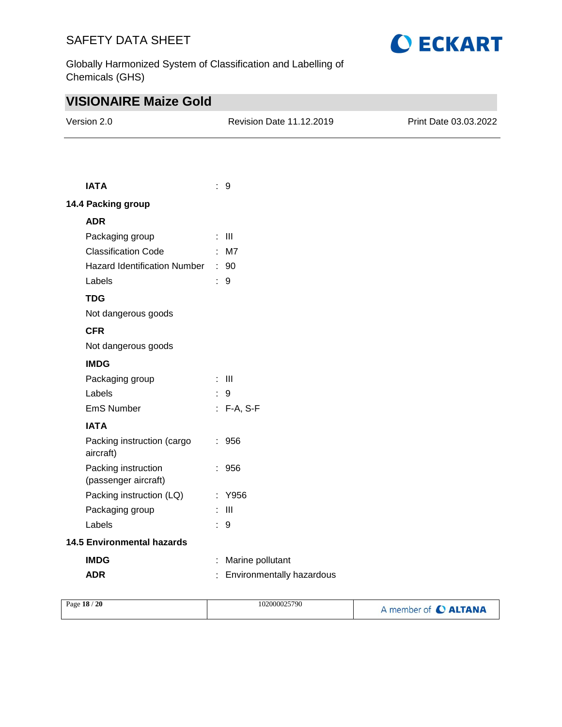**IATA** : 9

### 14.4 Packing group

**ADR**

| | |
|---|---|
| Packaging group | : III |
| Classification Code | : M7 |
| Hazard Identification Number | : 90 |
| Labels | : 9 |

**TDG**

Not dangerous goods

**CFR**

Not dangerous goods

**IMDG**

| | |
|---|---|
| Packaging group | : III |
| Labels | : 9 |
| EmS Number | : F-A, S-F |

**IATA**

| | |
|---|---|
| Packing instruction (cargo aircraft) | : 956 |
| Packing instruction (passenger aircraft) | : 956 |
| Packing instruction (LQ) | : Y956 |
| Packaging group | : III |
| Labels | : 9 |

### 14.5 Environmental hazards

| | |
|---|---|
| **IMDG** | : Marine pollutant |
| **ADR** | : Environmentally hazardous |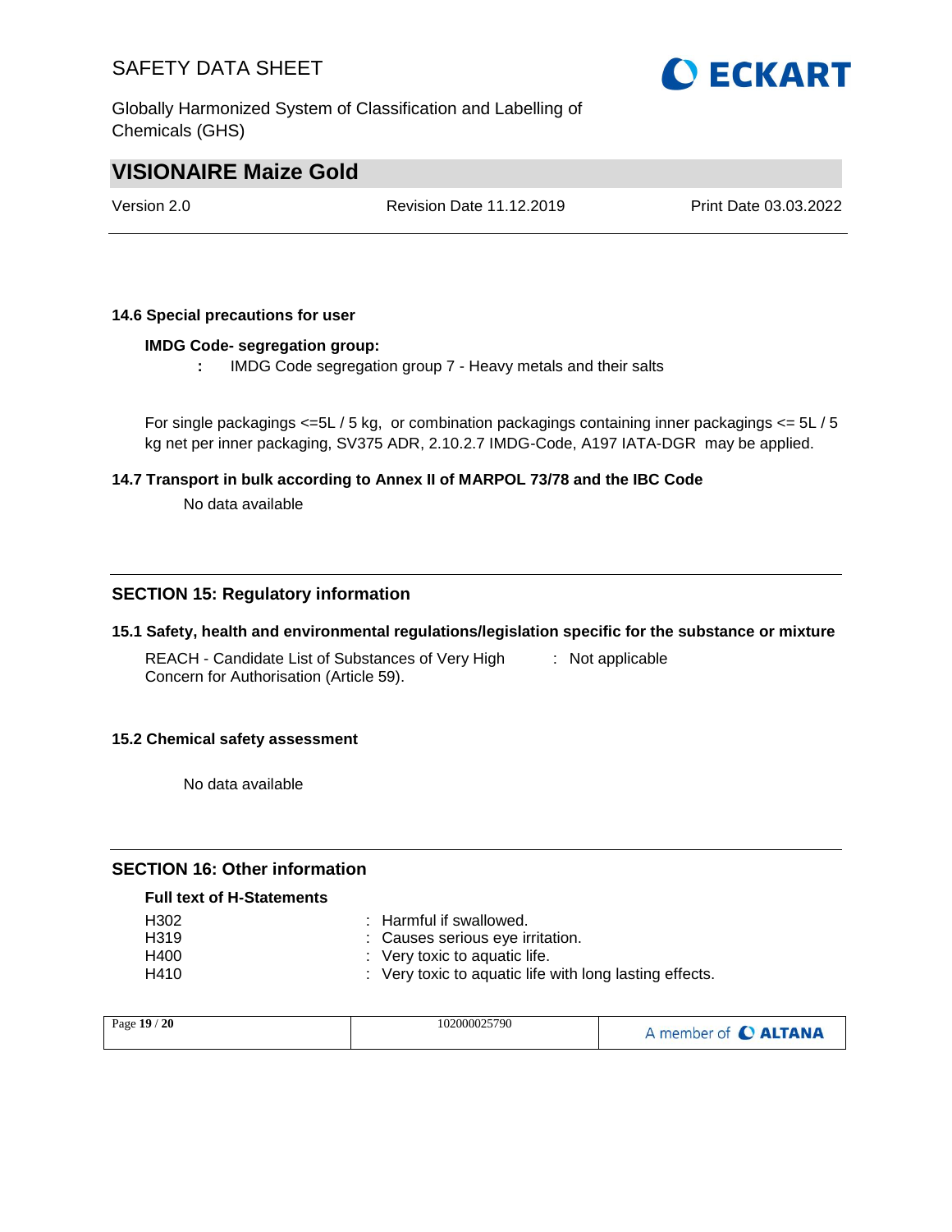### 14.6 Special precautions for user

**IMDG Code- segregation group:**

: IMDG Code segregation group 7 - Heavy metals and their salts

For single packagings <=5L / 5 kg, or combination packagings containing inner packagings <= 5L / 5 kg net per inner packaging, SV375 ADR, 2.10.2.7 IMDG-Code, A197 IATA-DGR may be applied.

### 14.7 Transport in bulk according to Annex II of MARPOL 73/78 and the IBC Code

No data available

## SECTION 15: Regulatory information

### 15.1 Safety, health and environmental regulations/legislation specific for the substance or mixture

REACH - Candidate List of Substances of Very High Concern for Authorisation (Article 59). : Not applicable

### 15.2 Chemical safety assessment

No data available

## SECTION 16: Other information

**Full text of H-Statements**

| | |
|---|---|
| H302 | : Harmful if swallowed. |
| H319 | : Causes serious eye irritation. |
| H400 | : Very toxic to aquatic life. |
| H410 | : Very toxic to aquatic life with long lasting effects. |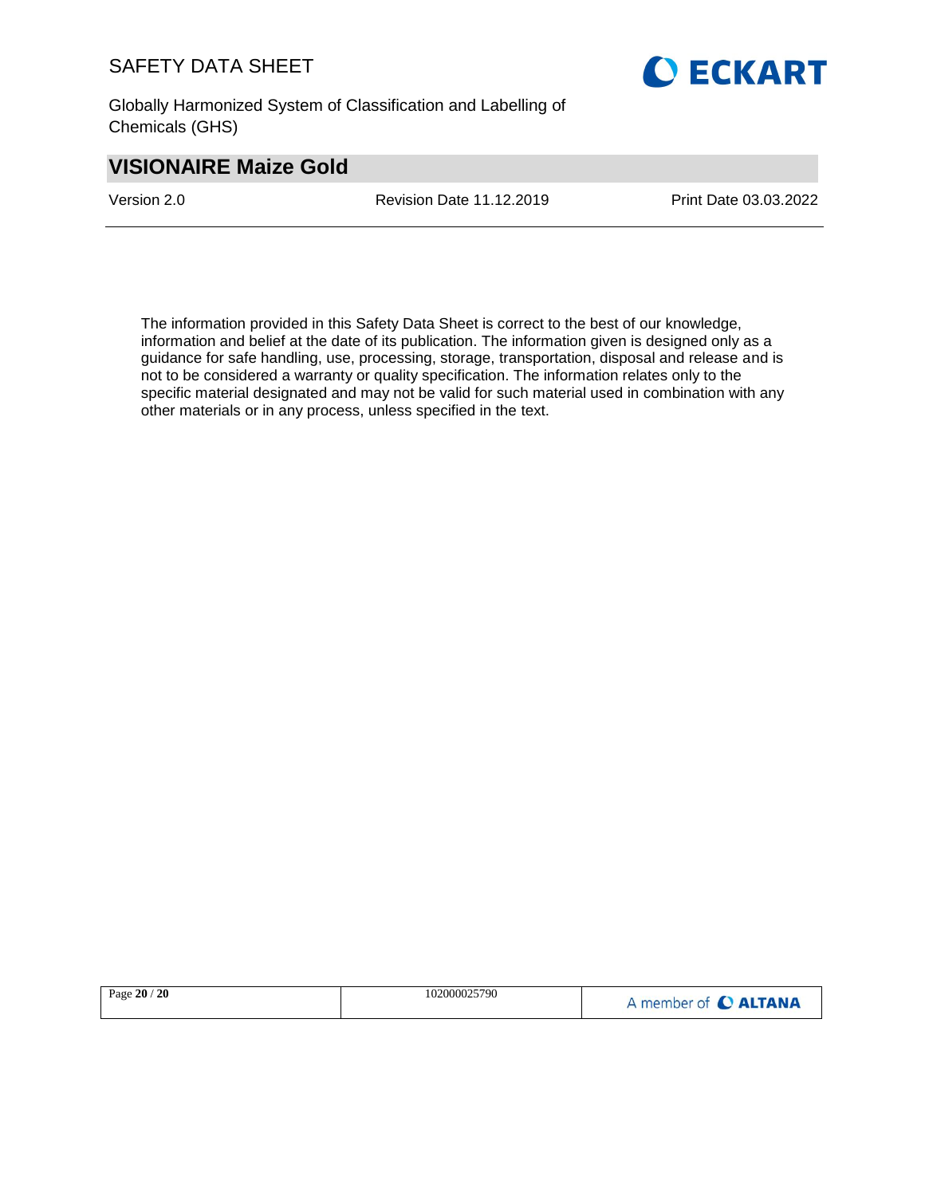The information provided in this Safety Data Sheet is correct to the best of our knowledge, information and belief at the date of its publication. The information given is designed only as a guidance for safe handling, use, processing, storage, transportation, disposal and release and is not to be considered a warranty or quality specification. The information relates only to the specific material designated and may not be valid for such material used in combination with any other materials or in any process, unless specified in the text.